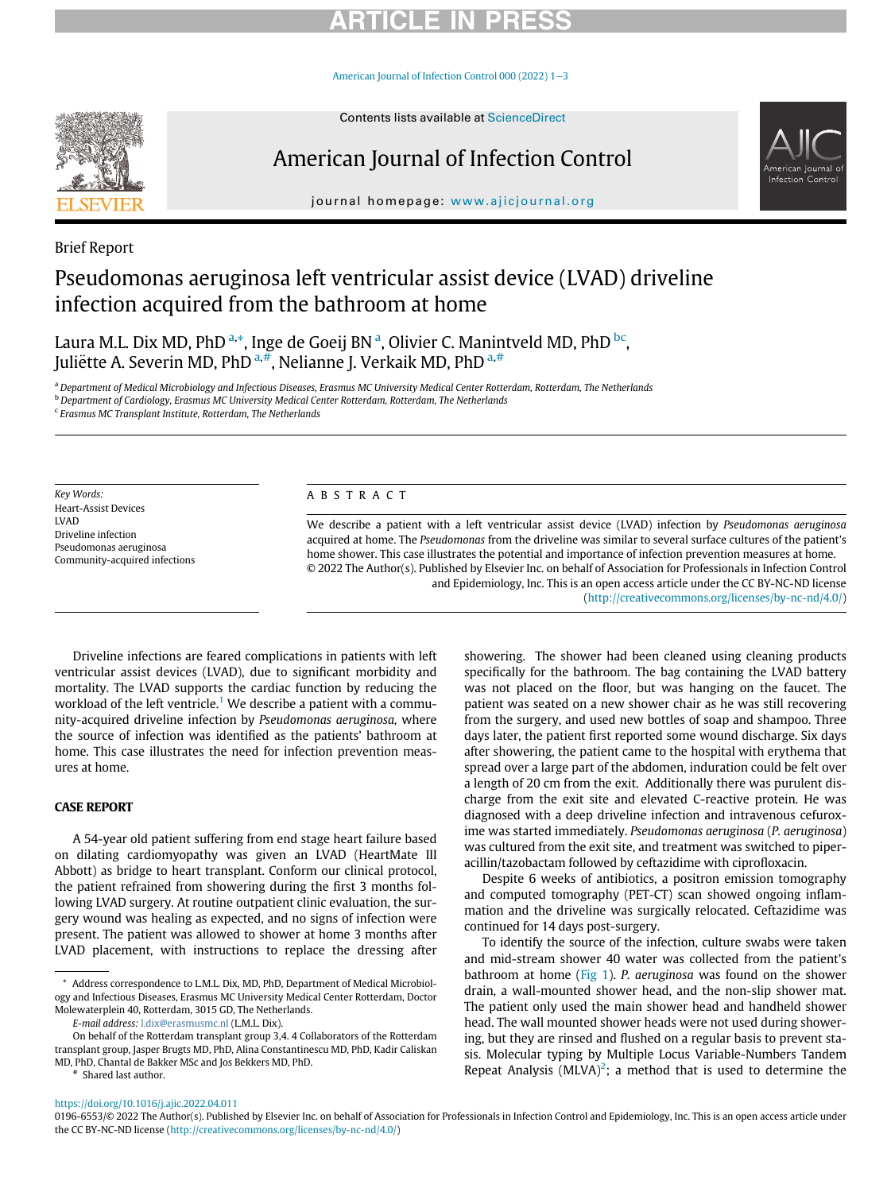Brief Report

# Pseudomonas aeruginosa left ventricular assist device (LVAD) driveline infection acquired from the bathroom at home

Laura M.L. Dix MD, PhD [a,*], Inge de Goeij BN [a], Olivier C. Manintveld MD, PhD [bc], Juliëtte A. Severin MD, PhD [a,#], Nelianne J. Verkaik MD, PhD [a,#]

[a] Department of Medical Microbiology and Infectious Diseases, Erasmus MC University Medical Center Rotterdam, Rotterdam, The Netherlands
[b] Department of Cardiology, Erasmus MC University Medical Center Rotterdam, Rotterdam, The Netherlands
[c] Erasmus MC Transplant Institute, Rotterdam, The Netherlands

*Key Words:*
Heart-Assist Devices
LVAD
Driveline infection
Pseudomonas aeruginosa
Community-acquired infections

## ABSTRACT

We describe a patient with a left ventricular assist device (LVAD) infection by *Pseudomonas aeruginosa* acquired at home. The *Pseudomonas* from the driveline was similar to several surface cultures of the patient's home shower. This case illustrates the potential and importance of infection prevention measures at home.

© 2022 The Author(s). Published by Elsevier Inc. on behalf of Association for Professionals in Infection Control and Epidemiology, Inc. This is an open access article under the CC BY-NC-ND license (http://creativecommons.org/licenses/by-nc-nd/4.0/)

Driveline infections are feared complications in patients with left ventricular assist devices (LVAD), due to significant morbidity and mortality. The LVAD supports the cardiac function by reducing the workload of the left ventricle.[1] We describe a patient with a community-acquired driveline infection by *Pseudomonas aeruginosa*, where the source of infection was identified as the patients' bathroom at home. This case illustrates the need for infection prevention measures at home.

## CASE REPORT

A 54-year old patient suffering from end stage heart failure based on dilating cardiomyopathy was given an LVAD (HeartMate III Abbott) as bridge to heart transplant. Conform our clinical protocol, the patient refrained from showering during the first 3 months following LVAD surgery. At routine outpatient clinic evaluation, the surgery wound was healing as expected, and no signs of infection were present. The patient was allowed to shower at home 3 months after LVAD placement, with instructions to replace the dressing after showering. The shower had been cleaned using cleaning products specifically for the bathroom. The bag containing the LVAD battery was not placed on the floor, but was hanging on the faucet. The patient was seated on a new shower chair as he was still recovering from the surgery, and used new bottles of soap and shampoo. Three days later, the patient first reported some wound discharge. Six days after showering, the patient came to the hospital with erythema that spread over a large part of the abdomen, induration could be felt over a length of 20 cm from the exit. Additionally there was purulent discharge from the exit site and elevated C-reactive protein. He was diagnosed with a deep driveline infection and intravenous cefuroxime was started immediately. *Pseudomonas aeruginosa* (*P. aeruginosa*) was cultured from the exit site, and treatment was switched to piperacillin/tazobactam followed by ceftazidime with ciprofloxacin.

Despite 6 weeks of antibiotics, a positron emission tomography and computed tomography (PET-CT) scan showed ongoing inflammation and the driveline was surgically relocated. Ceftazidime was continued for 14 days post-surgery.

To identify the source of the infection, culture swabs were taken and mid-stream shower 40 water was collected from the patient's bathroom at home (Fig 1). *P. aeruginosa* was found on the shower drain, a wall-mounted shower head, and the non-slip shower mat. The patient only used the main shower head and handheld shower head. The wall mounted shower heads were not used during showering, but they are rinsed and flushed on a regular basis to prevent stasis. Molecular typing by Multiple Locus Variable-Numbers Tandem Repeat Analysis (MLVA)[2]; a method that is used to determine the

\* Address correspondence to L.M.L. Dix, MD, PhD, Department of Medical Microbiology and Infectious Diseases, Erasmus MC University Medical Center Rotterdam, Doctor Molewaterplein 40, Rotterdam, 3015 GD, The Netherlands.

*E-mail address:* l.dix@erasmusmc.nl (L.M.L. Dix).

On behalf of the Rotterdam transplant group 3,4. 4 Collaborators of the Rotterdam transplant group, Jasper Brugts MD, PhD, Alina Constantinescu MD, PhD, Kadir Caliskan MD, PhD, Chantal de Bakker MSc and Jos Bekkers MD, PhD.

\# Shared last author.

https://doi.org/10.1016/j.ajic.2022.04.011

0196-6553/© 2022 The Author(s). Published by Elsevier Inc. on behalf of Association for Professionals in Infection Control and Epidemiology, Inc. This is an open access article under the CC BY-NC-ND license (http://creativecommons.org/licenses/by-nc-nd/4.0/)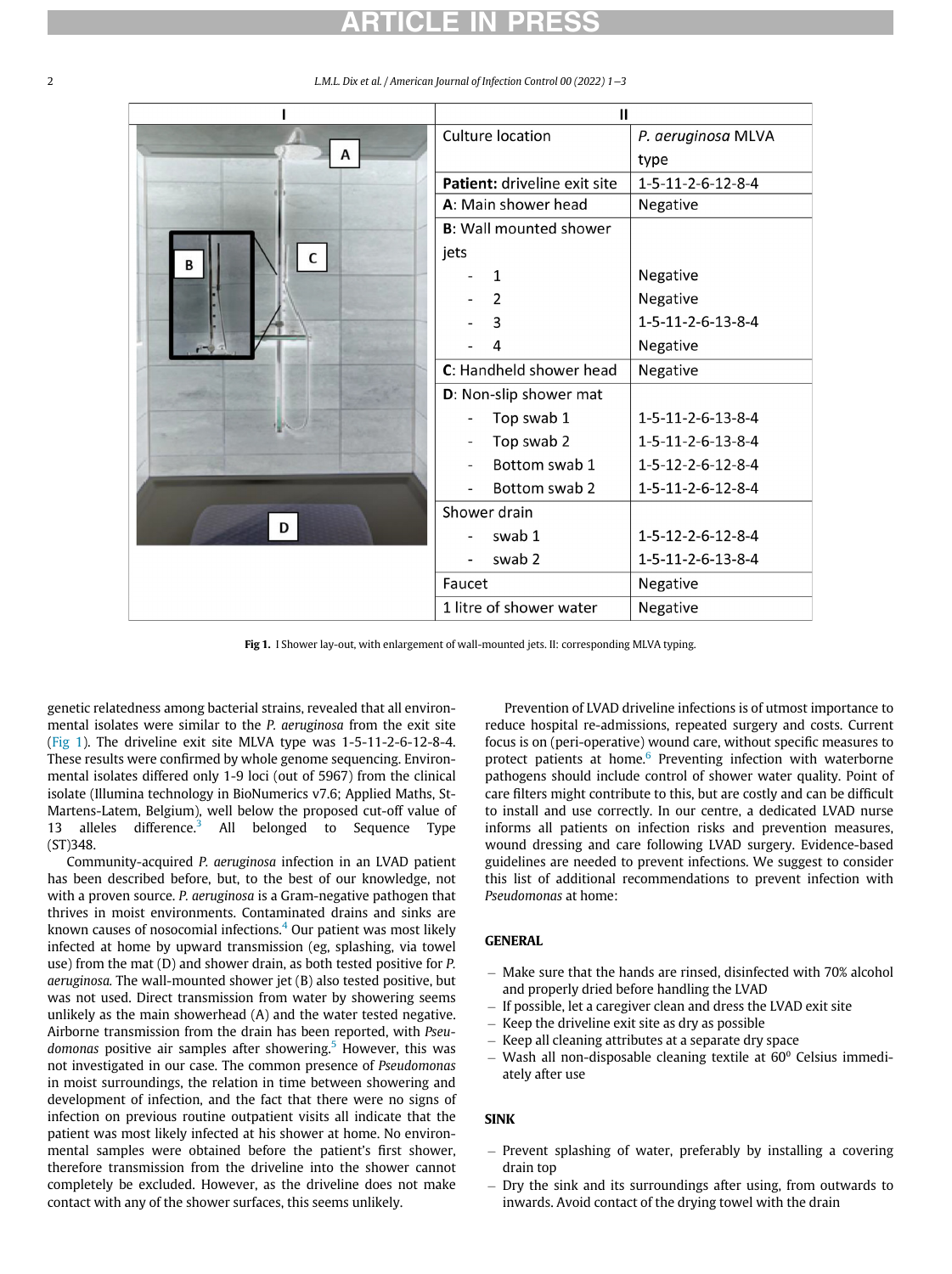| I | II | |
|---|---|---|
| | Culture location | *P. aeruginosa* MLVA type |
| | **Patient:** driveline exit site | 1-5-11-2-6-12-8-4 |
| | **A**: Main shower head | Negative |
| | **B**: Wall mounted shower jets | |
| | - 1 | Negative |
| | - 2 | Negative |
| | - 3 | 1-5-11-2-6-13-8-4 |
| | - 4 | Negative |
| | **C**: Handheld shower head | Negative |
| | **D**: Non-slip shower mat | |
| | - Top swab 1 | 1-5-11-2-6-13-8-4 |
| | - Top swab 2 | 1-5-11-2-6-13-8-4 |
| | - Bottom swab 1 | 1-5-12-2-6-12-8-4 |
| | - Bottom swab 2 | 1-5-11-2-6-12-8-4 |
| | Shower drain | |
| | - swab 1 | 1-5-12-2-6-12-8-4 |
| | - swab 2 | 1-5-11-2-6-13-8-4 |
| | Faucet | Negative |
| | 1 litre of shower water | Negative |

**Fig 1.** I Shower lay-out, with enlargement of wall-mounted jets. II: corresponding MLVA typing.

genetic relatedness among bacterial strains, revealed that all environmental isolates were similar to the *P. aeruginosa* from the exit site (Fig 1). The driveline exit site MLVA type was 1-5-11-2-6-12-8-4. These results were confirmed by whole genome sequencing. Environmental isolates differed only 1-9 loci (out of 5967) from the clinical isolate (Illumina technology in BioNumerics v7.6; Applied Maths, St-Martens-Latem, Belgium), well below the proposed cut-off value of 13 alleles difference.[3] All belonged to Sequence Type (ST)348.

Community-acquired *P. aeruginosa* infection in an LVAD patient has been described before, but, to the best of our knowledge, not with a proven source. *P. aeruginosa* is a Gram-negative pathogen that thrives in moist environments. Contaminated drains and sinks are known causes of nosocomial infections.[4] Our patient was most likely infected at home by upward transmission (eg, splashing, via towel use) from the mat (D) and shower drain, as both tested positive for *P. aeruginosa.* The wall-mounted shower jet (B) also tested positive, but was not used. Direct transmission from water by showering seems unlikely as the main showerhead (A) and the water tested negative. Airborne transmission from the drain has been reported, with *Pseudomonas* positive air samples after showering.[5] However, this was not investigated in our case. The common presence of *Pseudomonas* in moist surroundings, the relation in time between showering and development of infection, and the fact that there were no signs of infection on previous routine outpatient visits all indicate that the patient was most likely infected at his shower at home. No environmental samples were obtained before the patient's first shower, therefore transmission from the driveline into the shower cannot completely be excluded. However, as the driveline does not make contact with any of the shower surfaces, this seems unlikely.

Prevention of LVAD driveline infections is of utmost importance to reduce hospital re-admissions, repeated surgery and costs. Current focus is on (peri-operative) wound care, without specific measures to protect patients at home.[6] Preventing infection with waterborne pathogens should include control of shower water quality. Point of care filters might contribute to this, but are costly and can be difficult to install and use correctly. In our centre, a dedicated LVAD nurse informs all patients on infection risks and prevention measures, wound dressing and care following LVAD surgery. Evidence-based guidelines are needed to prevent infections. We suggest to consider this list of additional recommendations to prevent infection with *Pseudomonas* at home:

## GENERAL

- Make sure that the hands are rinsed, disinfected with 70% alcohol and properly dried before handling the LVAD
- If possible, let a caregiver clean and dress the LVAD exit site
- Keep the driveline exit site as dry as possible
- Keep all cleaning attributes at a separate dry space
- Wash all non-disposable cleaning textile at 60° Celsius immediately after use

## SINK

- Prevent splashing of water, preferably by installing a covering drain top
- Dry the sink and its surroundings after using, from outwards to inwards. Avoid contact of the drying towel with the drain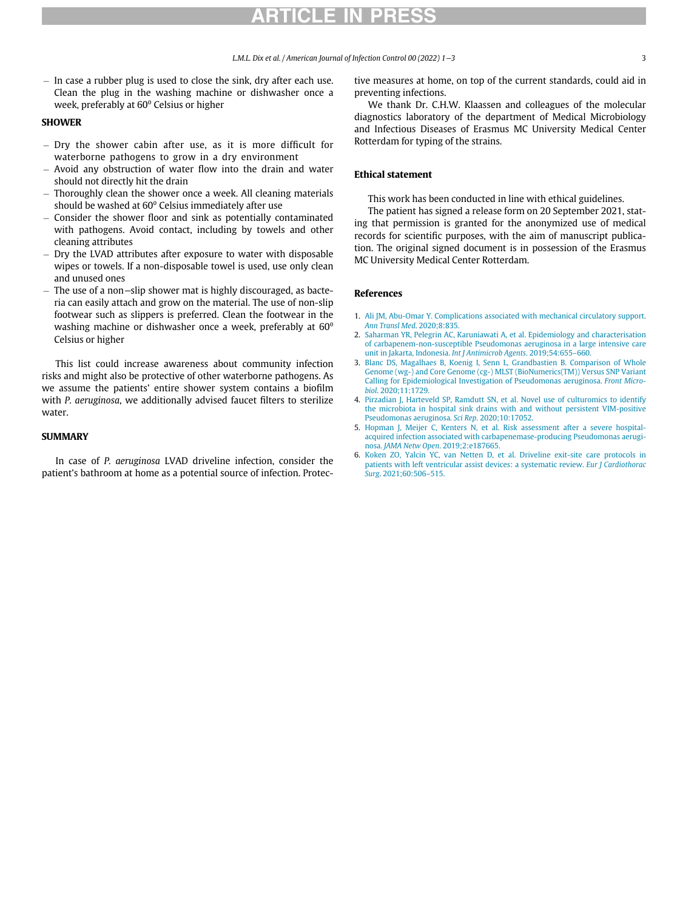- In case a rubber plug is used to close the sink, dry after each use. Clean the plug in the washing machine or dishwasher once a week, preferably at 60⁰ Celsius or higher

## SHOWER

- Dry the shower cabin after use, as it is more difficult for waterborne pathogens to grow in a dry environment
- Avoid any obstruction of water flow into the drain and water should not directly hit the drain
- Thoroughly clean the shower once a week. All cleaning materials should be washed at 60⁰ Celsius immediately after use
- Consider the shower floor and sink as potentially contaminated with pathogens. Avoid contact, including by towels and other cleaning attributes
- Dry the LVAD attributes after exposure to water with disposable wipes or towels. If a non-disposable towel is used, use only clean and unused ones
- The use of a non−slip shower mat is highly discouraged, as bacteria can easily attach and grow on the material. The use of non-slip footwear such as slippers is preferred. Clean the footwear in the washing machine or dishwasher once a week, preferably at 60⁰ Celsius or higher

This list could increase awareness about community infection risks and might also be protective of other waterborne pathogens. As we assume the patients' entire shower system contains a biofilm with *P. aeruginosa*, we additionally advised faucet filters to sterilize water.

## SUMMARY

In case of *P. aeruginosa* LVAD driveline infection, consider the patient's bathroom at home as a potential source of infection. Protective measures at home, on top of the current standards, could aid in preventing infections.

We thank Dr. C.H.W. Klaassen and colleagues of the molecular diagnostics laboratory of the department of Medical Microbiology and Infectious Diseases of Erasmus MC University Medical Center Rotterdam for typing of the strains.

## Ethical statement

This work has been conducted in line with ethical guidelines.

The patient has signed a release form on 20 September 2021, stating that permission is granted for the anonymized use of medical records for scientific purposes, with the aim of manuscript publication. The original signed document is in possession of the Erasmus MC University Medical Center Rotterdam.

## References

1. Ali JM, Abu-Omar Y. Complications associated with mechanical circulatory support. *Ann Transl Med*. 2020;8:835.
2. Saharman YR, Pelegrin AC, Karuniawati A, et al. Epidemiology and characterisation of carbapenem-non-susceptible Pseudomonas aeruginosa in a large intensive care unit in Jakarta, Indonesia. *Int J Antimicrob Agents*. 2019;54:655–660.
3. Blanc DS, Magalhaes B, Koenig I, Senn L, Grandbastien B. Comparison of Whole Genome (wg-) and Core Genome (cg-) MLST (BioNumerics(TM)) Versus SNP Variant Calling for Epidemiological Investigation of Pseudomonas aeruginosa. *Front Microbiol*. 2020;11:1729.
4. Pirzadian J, Harteveld SP, Ramdutt SN, et al. Novel use of culturomics to identify the microbiota in hospital sink drains with and without persistent VIM-positive Pseudomonas aeruginosa. *Sci Rep*. 2020;10:17052.
5. Hopman J, Meijer C, Kenters N, et al. Risk assessment after a severe hospital-acquired infection associated with carbapenemase-producing Pseudomonas aeruginosa. *JAMA Netw Open*. 2019;2:e187665.
6. Koken ZO, Yalcin YC, van Netten D, et al. Driveline exit-site care protocols in patients with left ventricular assist devices: a systematic review. *Eur J Cardiothorac Surg*. 2021;60:506–515.